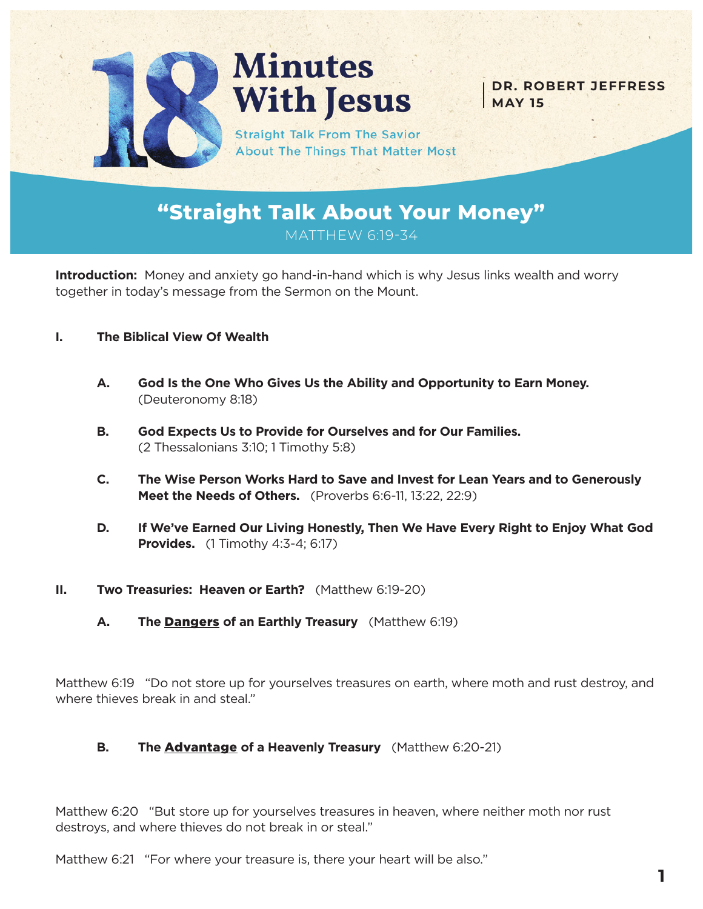# 18 Minutes With Jesus

Straight Talk From The Savior About The Things That Matter Most

**DR. ROBERT JEFFRESS**
**MAY 15**

## "Straight Talk About Your Money"

MATTHEW 6:19-34

**Introduction:** Money and anxiety go hand-in-hand which is why Jesus links wealth and worry together in today's message from the Sermon on the Mount.

**I. The Biblical View Of Wealth**

**A. God Is the One Who Gives Us the Ability and Opportunity to Earn Money.** (Deuteronomy 8:18)

**B. God Expects Us to Provide for Ourselves and for Our Families.** (2 Thessalonians 3:10; 1 Timothy 5:8)

**C. The Wise Person Works Hard to Save and Invest for Lean Years and to Generously Meet the Needs of Others.** (Proverbs 6:6-11, 13:22, 22:9)

**D. If We've Earned Our Living Honestly, Then We Have Every Right to Enjoy What God Provides.** (1 Timothy 4:3-4; 6:17)

**II. Two Treasuries: Heaven or Earth?** (Matthew 6:19-20)

**A. The <u>Dangers</u> of an Earthly Treasury** (Matthew 6:19)

Matthew 6:19 "Do not store up for yourselves treasures on earth, where moth and rust destroy, and where thieves break in and steal."

**B. The <u>Advantage</u> of a Heavenly Treasury** (Matthew 6:20-21)

Matthew 6:20 "But store up for yourselves treasures in heaven, where neither moth nor rust destroys, and where thieves do not break in or steal."

Matthew 6:21 "For where your treasure is, there your heart will be also."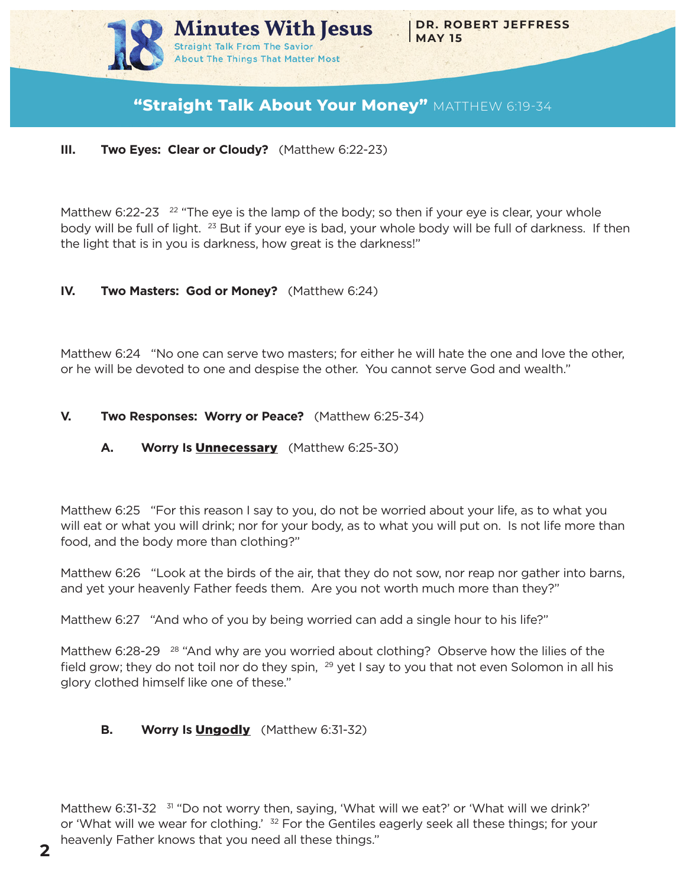## "Straight Talk About Your Money" MATTHEW 6:19-34

### III. Two Eyes: Clear or Cloudy? (Matthew 6:22-23)

Matthew 6:22-23 [22] "The eye is the lamp of the body; so then if your eye is clear, your whole body will be full of light. [23] But if your eye is bad, your whole body will be full of darkness. If then the light that is in you is darkness, how great is the darkness!"

### IV. Two Masters: God or Money? (Matthew 6:24)

Matthew 6:24 "No one can serve two masters; for either he will hate the one and love the other, or he will be devoted to one and despise the other. You cannot serve God and wealth."

### V. Two Responses: Worry or Peace? (Matthew 6:25-34)

#### A. Worry Is __Unnecessary__ (Matthew 6:25-30)

Matthew 6:25 "For this reason I say to you, do not be worried about your life, as to what you will eat or what you will drink; nor for your body, as to what you will put on. Is not life more than food, and the body more than clothing?"

Matthew 6:26 "Look at the birds of the air, that they do not sow, nor reap nor gather into barns, and yet your heavenly Father feeds them. Are you not worth much more than they?"

Matthew 6:27 "And who of you by being worried can add a single hour to his life?"

Matthew 6:28-29 [28] "And why are you worried about clothing? Observe how the lilies of the field grow; they do not toil nor do they spin, [29] yet I say to you that not even Solomon in all his glory clothed himself like one of these."

#### B. Worry Is __Ungodly__ (Matthew 6:31-32)

Matthew 6:31-32 [31] "Do not worry then, saying, 'What will we eat?' or 'What will we drink?' or 'What will we wear for clothing.' [32] For the Gentiles eagerly seek all these things; for your heavenly Father knows that you need all these things."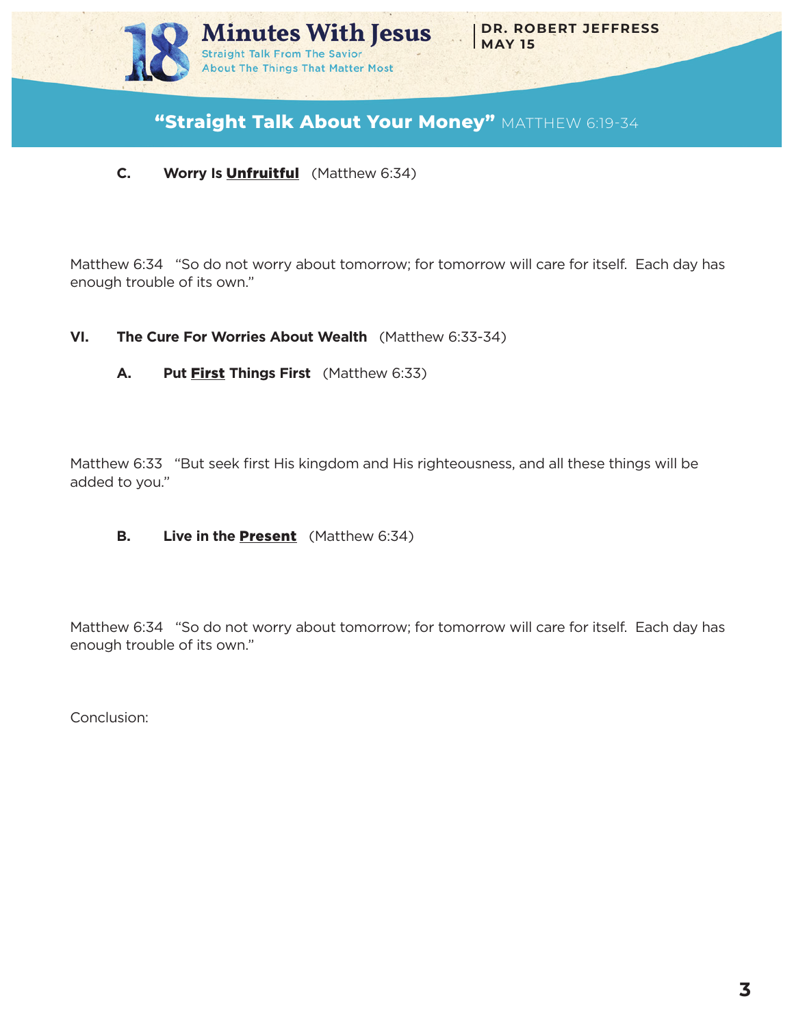**C. Worry Is <u>Unfruitful</u>** (Matthew 6:34)

Matthew 6:34 "So do not worry about tomorrow; for tomorrow will care for itself. Each day has enough trouble of its own."

**VI. The Cure For Worries About Wealth** (Matthew 6:33-34)

**A. Put <u>First</u> Things First** (Matthew 6:33)

Matthew 6:33 "But seek first His kingdom and His righteousness, and all these things will be added to you."

**B. Live in the <u>Present</u>** (Matthew 6:34)

Matthew 6:34 "So do not worry about tomorrow; for tomorrow will care for itself. Each day has enough trouble of its own."

Conclusion: